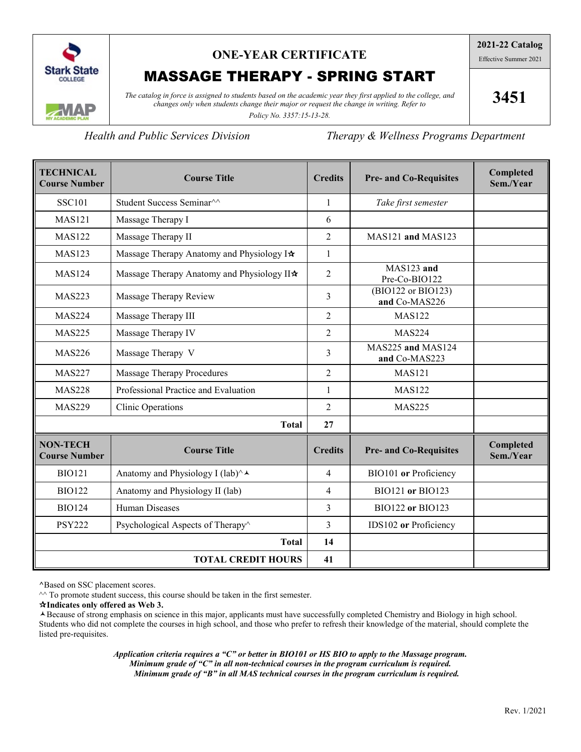Stark State College

MAP MY ACADEMIC PLAN

# ONE-YEAR CERTIFICATE

# MASSAGE THERAPY - SPRING START

*The catalog in force is assigned to students based on the academic year they first applied to the college, and changes only when students change their major or request the change in writing. Refer to Policy No. 3357:15-13-28.*

**2021-22 Catalog**
Effective Summer 2021

**3451**

*Health and Public Services Division* *Therapy & Wellness Programs Department*

| TECHNICAL Course Number | Course Title | Credits | Pre- and Co-Requisites | Completed Sem./Year |
|---|---|---|---|---|
| SSC101 | Student Success Seminar^^ | 1 | *Take first semester* | |
| MAS121 | Massage Therapy I | 6 | | |
| MAS122 | Massage Therapy II | 2 | MAS121 **and** MAS123 | |
| MAS123 | Massage Therapy Anatomy and Physiology I✫ | 1 | | |
| MAS124 | Massage Therapy Anatomy and Physiology II✫ | 2 | MAS123 **and** Pre-Co-BIO122 | |
| MAS223 | Massage Therapy Review | 3 | (BIO122 or BIO123) **and** Co-MAS226 | |
| MAS224 | Massage Therapy III | 2 | MAS122 | |
| MAS225 | Massage Therapy IV | 2 | MAS224 | |
| MAS226 | Massage Therapy V | 3 | MAS225 **and** MAS124 **and** Co-MAS223 | |
| MAS227 | Massage Therapy Procedures | 2 | MAS121 | |
| MAS228 | Professional Practice and Evaluation | 1 | MAS122 | |
| MAS229 | Clinic Operations | 2 | MAS225 | |
| | **Total** | **27** | | |
| **NON-TECH Course Number** | **Course Title** | **Credits** | **Pre- and Co-Requisites** | **Completed Sem./Year** |
| BIO121 | Anatomy and Physiology I (lab)^⅄ | 4 | BIO101 **or** Proficiency | |
| BIO122 | Anatomy and Physiology II (lab) | 4 | BIO121 **or** BIO123 | |
| BIO124 | Human Diseases | 3 | BIO122 **or** BIO123 | |
| PSY222 | Psychological Aspects of Therapy^ | 3 | IDS102 **or** Proficiency | |
| | **Total** | **14** | | |
| | **TOTAL CREDIT HOURS** | **41** | | |

^Based on SSC placement scores.
^^ To promote student success, this course should be taken in the first semester.
**✫Indicates only offered as Web 3.**
⅄Because of strong emphasis on science in this major, applicants must have successfully completed Chemistry and Biology in high school. Students who did not complete the courses in high school, and those who prefer to refresh their knowledge of the material, should complete the listed pre-requisites.

***Application criteria requires a "C" or better in BIO101 or HS BIO to apply to the Massage program.***
***Minimum grade of "C" in all non-technical courses in the program curriculum is required.***
***Minimum grade of "B" in all MAS technical courses in the program curriculum is required.***

Rev. 1/2021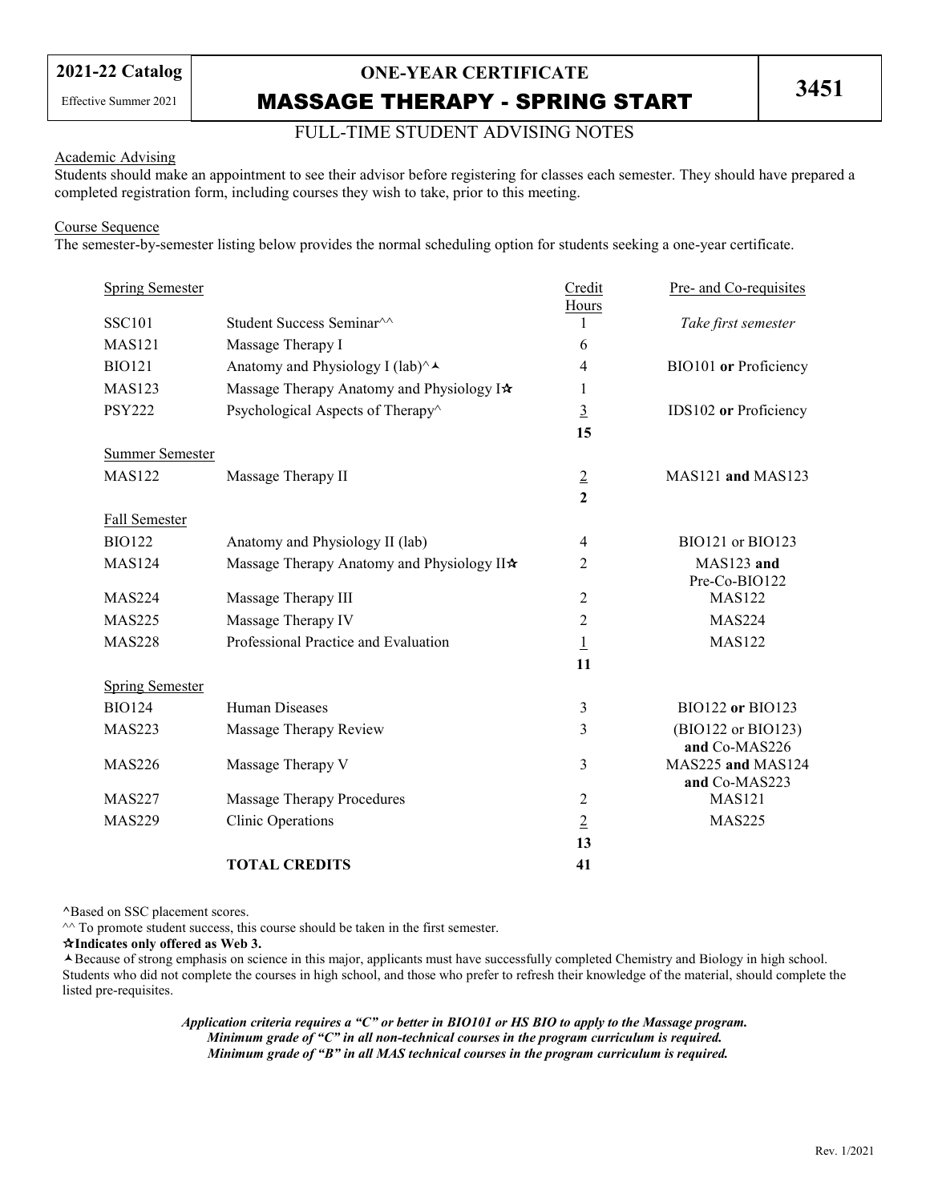**2021-22 Catalog**

Effective Summer 2021

## ONE-YEAR CERTIFICATE

# MASSAGE THERAPY - SPRING START

**3451**

### FULL-TIME STUDENT ADVISING NOTES

Academic Advising

Students should make an appointment to see their advisor before registering for classes each semester. They should have prepared a completed registration form, including courses they wish to take, prior to this meeting.

Course Sequence

The semester-by-semester listing below provides the normal scheduling option for students seeking a one-year certificate.

| Spring Semester | | Credit Hours | Pre- and Co-requisites |
|---|---|---|---|
| SSC101 | Student Success Seminar^^ | 1 | *Take first semester* |
| MAS121 | Massage Therapy I | 6 | |
| BIO121 | Anatomy and Physiology I (lab)^⅄ | 4 | BIO101 **or** Proficiency |
| MAS123 | Massage Therapy Anatomy and Physiology I✫ | 1 | |
| PSY222 | Psychological Aspects of Therapy^ | 3 | IDS102 **or** Proficiency |
| | | **15** | |
| Summer Semester | | | |
| MAS122 | Massage Therapy II | 2 | MAS121 **and** MAS123 |
| | | **2** | |
| Fall Semester | | | |
| BIO122 | Anatomy and Physiology II (lab) | 4 | BIO121 or BIO123 |
| MAS124 | Massage Therapy Anatomy and Physiology II✫ | 2 | MAS123 **and** Pre-Co-BIO122 |
| MAS224 | Massage Therapy III | 2 | MAS122 |
| MAS225 | Massage Therapy IV | 2 | MAS224 |
| MAS228 | Professional Practice and Evaluation | 1 | MAS122 |
| | | **11** | |
| Spring Semester | | | |
| BIO124 | Human Diseases | 3 | BIO122 **or** BIO123 |
| MAS223 | Massage Therapy Review | 3 | (BIO122 or BIO123) **and** Co-MAS226 |
| MAS226 | Massage Therapy V | 3 | MAS225 **and** MAS124 **and** Co-MAS223 |
| MAS227 | Massage Therapy Procedures | 2 | MAS121 |
| MAS229 | Clinic Operations | 2 | MAS225 |
| | | **13** | |
| | **TOTAL CREDITS** | **41** | |

^Based on SSC placement scores.

^^ To promote student success, this course should be taken in the first semester.

✫**Indicates only offered as Web 3.**

⅄Because of strong emphasis on science in this major, applicants must have successfully completed Chemistry and Biology in high school. Students who did not complete the courses in high school, and those who prefer to refresh their knowledge of the material, should complete the listed pre-requisites.

***Application criteria requires a "C" or better in BIO101 or HS BIO to apply to the Massage program.***
***Minimum grade of "C" in all non-technical courses in the program curriculum is required.***
***Minimum grade of "B" in all MAS technical courses in the program curriculum is required.***

Rev. 1/2021